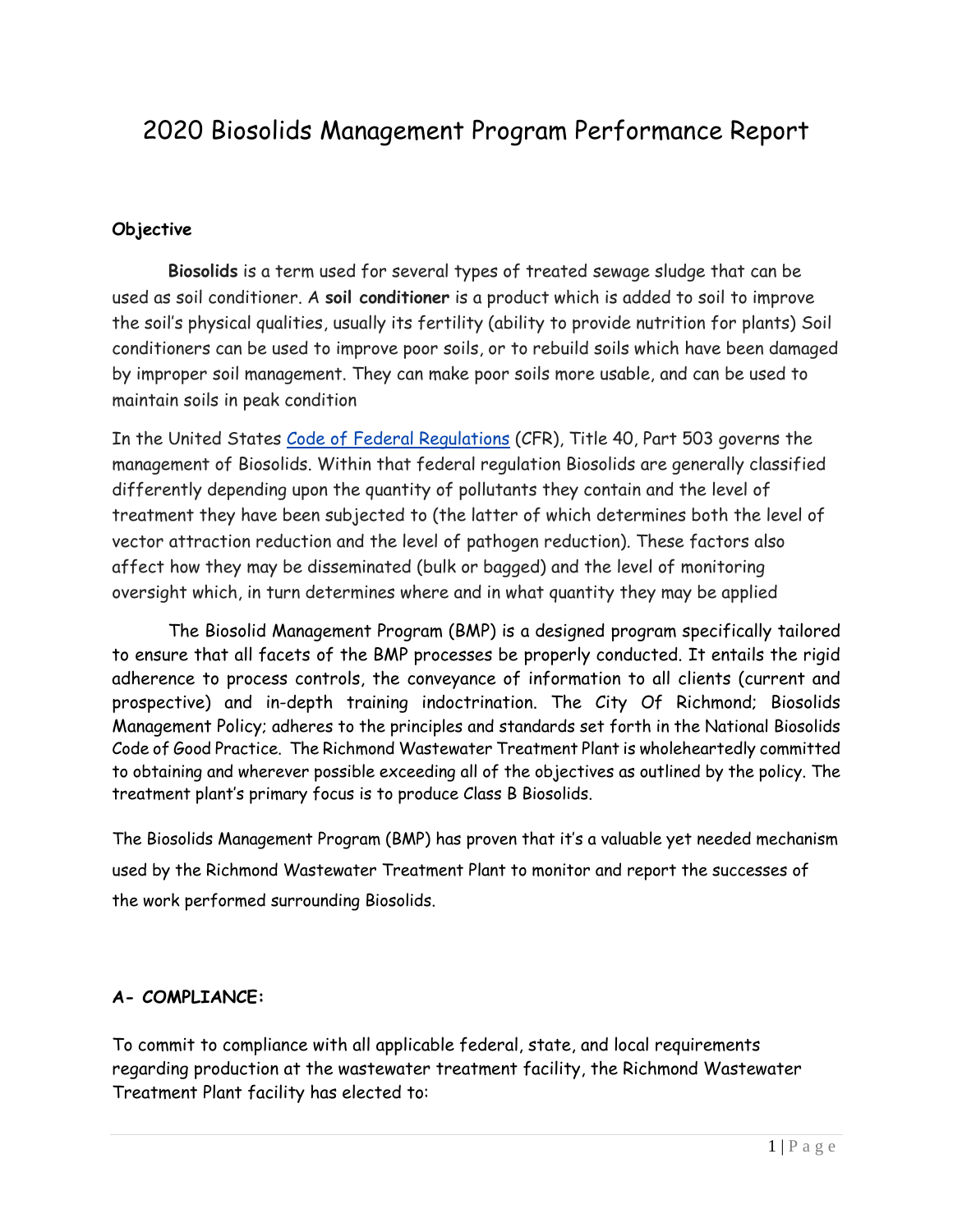# 2020 Biosolids Management Program Performance Report

**Objective**

**Biosolids** is a term used for several types of treated sewage sludge that can be used as soil conditioner. A **soil conditioner** is a product which is added to soil to improve the soil's physical qualities, usually its fertility (ability to provide nutrition for plants) Soil conditioners can be used to improve poor soils, or to rebuild soils which have been damaged by improper soil management. They can make poor soils more usable, and can be used to maintain soils in peak condition

In the United States Code of Federal Regulations (CFR), Title 40, Part 503 governs the management of Biosolids. Within that federal regulation Biosolids are generally classified differently depending upon the quantity of pollutants they contain and the level of treatment they have been subjected to (the latter of which determines both the level of vector attraction reduction and the level of pathogen reduction). These factors also affect how they may be disseminated (bulk or bagged) and the level of monitoring oversight which, in turn determines where and in what quantity they may be applied

The Biosolid Management Program (BMP) is a designed program specifically tailored to ensure that all facets of the BMP processes be properly conducted. It entails the rigid adherence to process controls, the conveyance of information to all clients (current and prospective) and in-depth training indoctrination. The City Of Richmond; Biosolids Management Policy; adheres to the principles and standards set forth in the National Biosolids Code of Good Practice. The Richmond Wastewater Treatment Plant is wholeheartedly committed to obtaining and wherever possible exceeding all of the objectives as outlined by the policy. The treatment plant's primary focus is to produce Class B Biosolids.

The Biosolids Management Program (BMP) has proven that it's a valuable yet needed mechanism used by the Richmond Wastewater Treatment Plant to monitor and report the successes of the work performed surrounding Biosolids.

**A- COMPLIANCE:**

To commit to compliance with all applicable federal, state, and local requirements regarding production at the wastewater treatment facility, the Richmond Wastewater Treatment Plant facility has elected to: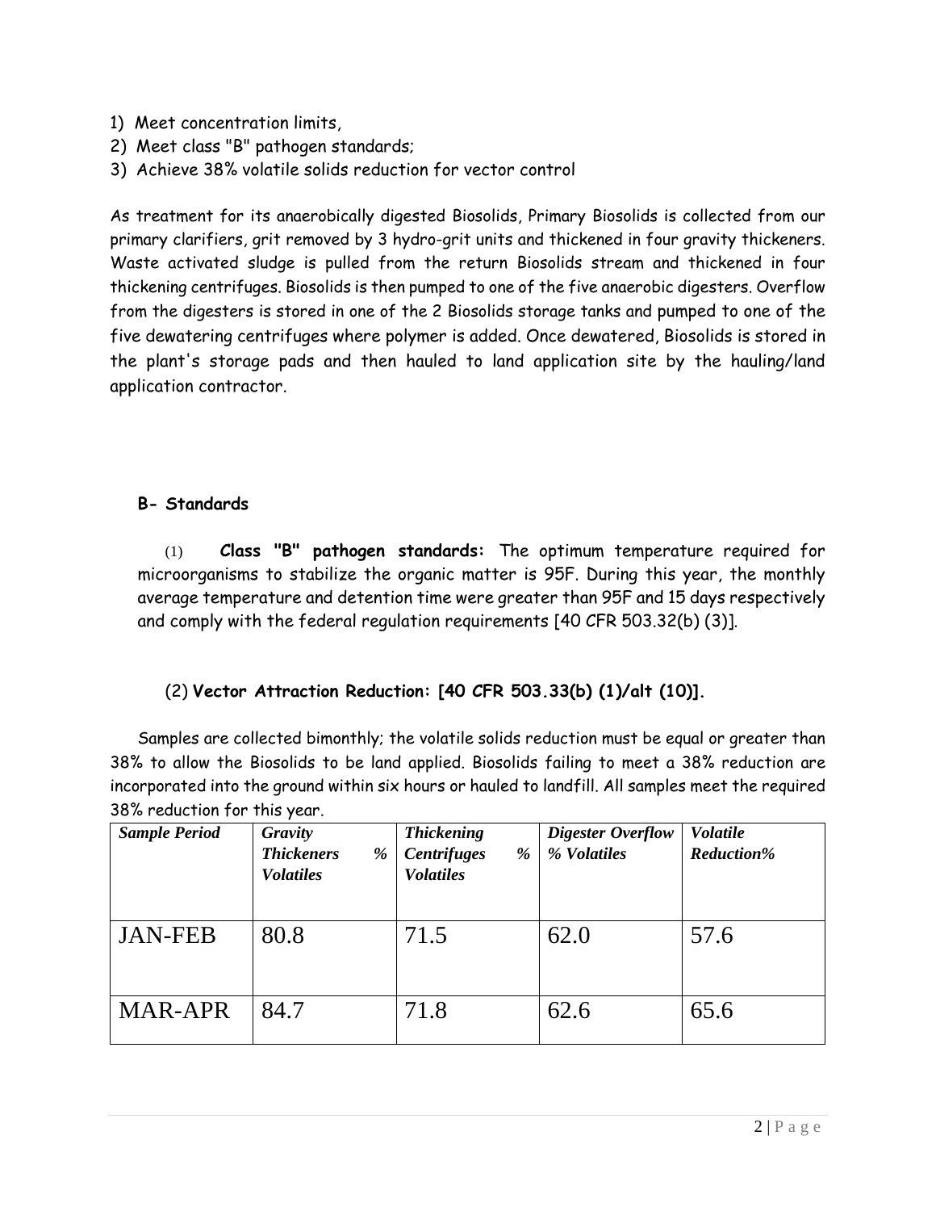1) Meet concentration limits,
2) Meet class "B" pathogen standards;
3) Achieve 38% volatile solids reduction for vector control

As treatment for its anaerobically digested Biosolids, Primary Biosolids is collected from our primary clarifiers, grit removed by 3 hydro-grit units and thickened in four gravity thickeners. Waste activated sludge is pulled from the return Biosolids stream and thickened in four thickening centrifuges. Biosolids is then pumped to one of the five anaerobic digesters. Overflow from the digesters is stored in one of the 2 Biosolids storage tanks and pumped to one of the five dewatering centrifuges where polymer is added. Once dewatered, Biosolids is stored in the plant's storage pads and then hauled to land application site by the hauling/land application contractor.

**B- Standards**

(1) **Class "B" pathogen standards:** The optimum temperature required for microorganisms to stabilize the organic matter is 95F. During this year, the monthly average temperature and detention time were greater than 95F and 15 days respectively and comply with the federal regulation requirements [40 CFR 503.32(b) (3)].

(2) **Vector Attraction Reduction: [40 CFR 503.33(b) (1)/alt (10)].**

Samples are collected bimonthly; the volatile solids reduction must be equal or greater than 38% to allow the Biosolids to be land applied. Biosolids failing to meet a 38% reduction are incorporated into the ground within six hours or hauled to landfill. All samples meet the required 38% reduction for this year.

| *Sample Period* | *Gravity Thickeners % Volatiles* | *Thickening Centrifuges % Volatiles* | *Digester Overflow % Volatiles* | *Volatile Reduction%* |
|---|---|---|---|---|
| JAN-FEB | 80.8 | 71.5 | 62.0 | 57.6 |
| MAR-APR | 84.7 | 71.8 | 62.6 | 65.6 |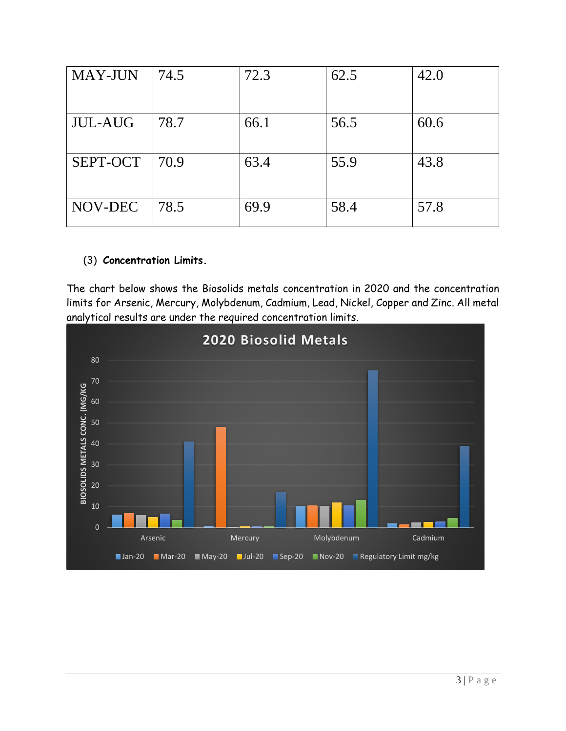| MAY-JUN | 74.5 | 72.3 | 62.5 | 42.0 |
|---|---|---|---|---|
| JUL-AUG | 78.7 | 66.1 | 56.5 | 60.6 |
| SEPT-OCT | 70.9 | 63.4 | 55.9 | 43.8 |
| NOV-DEC | 78.5 | 69.9 | 58.4 | 57.8 |

(3) **Concentration Limits.**

The chart below shows the Biosolids metals concentration in 2020 and the concentration limits for Arsenic, Mercury, Molybdenum, Cadmium, Lead, Nickel, Copper and Zinc. All metal analytical results are under the required concentration limits.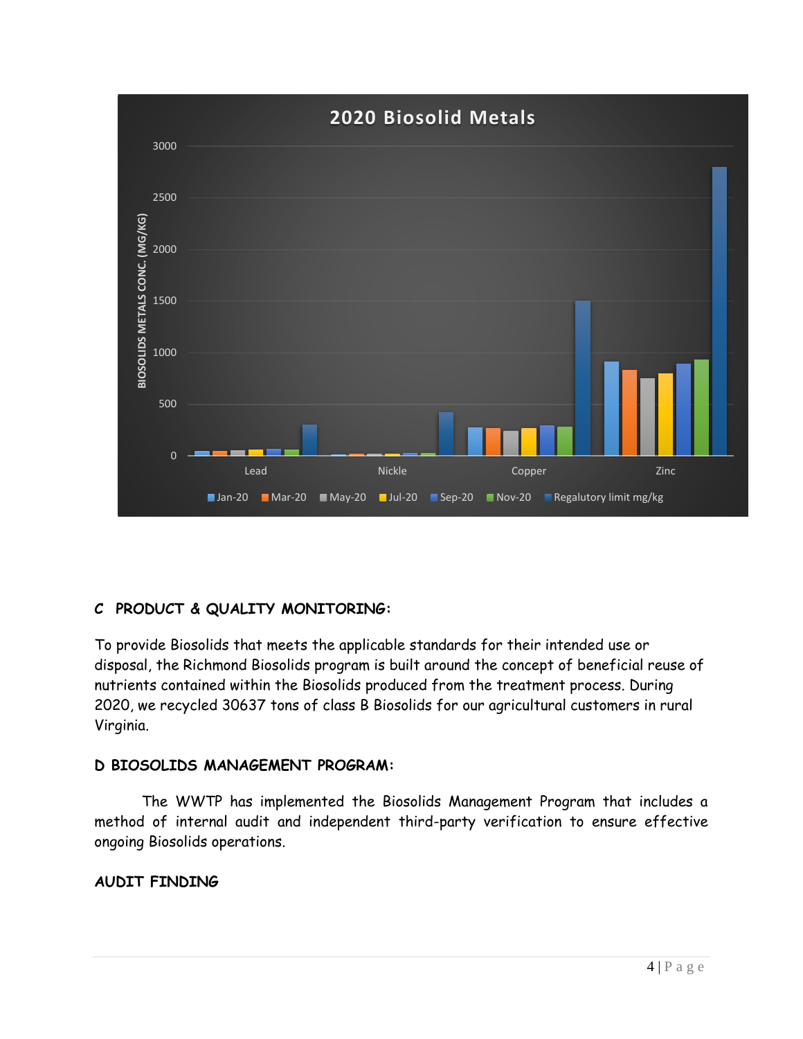**2020 Biosolid Metals**

BIOSOLIDS METALS CONC. (MG/KG)

Lead, Nickle, Copper, Zinc

Jan-20, Mar-20, May-20, Jul-20, Sep-20, Nov-20, Regalutory limit mg/kg

## C PRODUCT & QUALITY MONITORING:

To provide Biosolids that meets the applicable standards for their intended use or disposal, the Richmond Biosolids program is built around the concept of beneficial reuse of nutrients contained within the Biosolids produced from the treatment process. During 2020, we recycled 30637 tons of class B Biosolids for our agricultural customers in rural Virginia.

## D BIOSOLIDS MANAGEMENT PROGRAM:

The WWTP has implemented the Biosolids Management Program that includes a method of internal audit and independent third-party verification to ensure effective ongoing Biosolids operations.

## AUDIT FINDING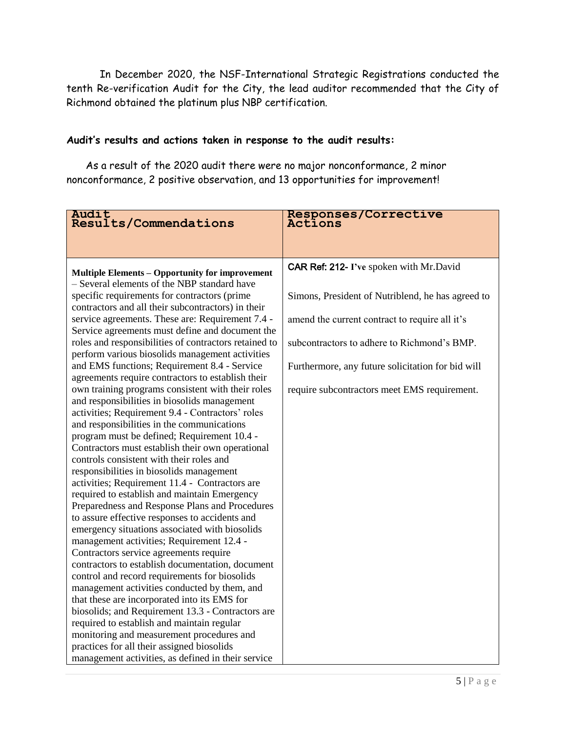In December 2020, the NSF-International Strategic Registrations conducted the tenth Re-verification Audit for the City, the lead auditor recommended that the City of Richmond obtained the platinum plus NBP certification.

**Audit's results and actions taken in response to the audit results:**

As a result of the 2020 audit there were no major nonconformance, 2 minor nonconformance, 2 positive observation, and 13 opportunities for improvement!

| Audit Results/Commendations | Responses/Corrective Actions |
| --- | --- |
| **Multiple Elements – Opportunity for improvement** – Several elements of the NBP standard have specific requirements for contractors (prime contractors and all their subcontractors) in their service agreements. These are: Requirement 7.4 - Service agreements must define and document the roles and responsibilities of contractors retained to perform various biosolids management activities and EMS functions; Requirement 8.4 - Service agreements require contractors to establish their own training programs consistent with their roles and responsibilities in biosolids management activities; Requirement 9.4 - Contractors' roles and responsibilities in the communications program must be defined; Requirement 10.4 - Contractors must establish their own operational controls consistent with their roles and responsibilities in biosolids management activities; Requirement 11.4 - Contractors are required to establish and maintain Emergency Preparedness and Response Plans and Procedures to assure effective responses to accidents and emergency situations associated with biosolids management activities; Requirement 12.4 - Contractors service agreements require contractors to establish documentation, document control and record requirements for biosolids management activities conducted by them, and that these are incorporated into its EMS for biosolids; and Requirement 13.3 - Contractors are required to establish and maintain regular monitoring and measurement procedures and practices for all their assigned biosolids management activities, as defined in their service | CAR Ref: 212- **I've** spoken with Mr.David Simons, President of Nutriblend, he has agreed to amend the current contract to require all it's subcontractors to adhere to Richmond's BMP. Furthermore, any future solicitation for bid will require subcontractors meet EMS requirement. |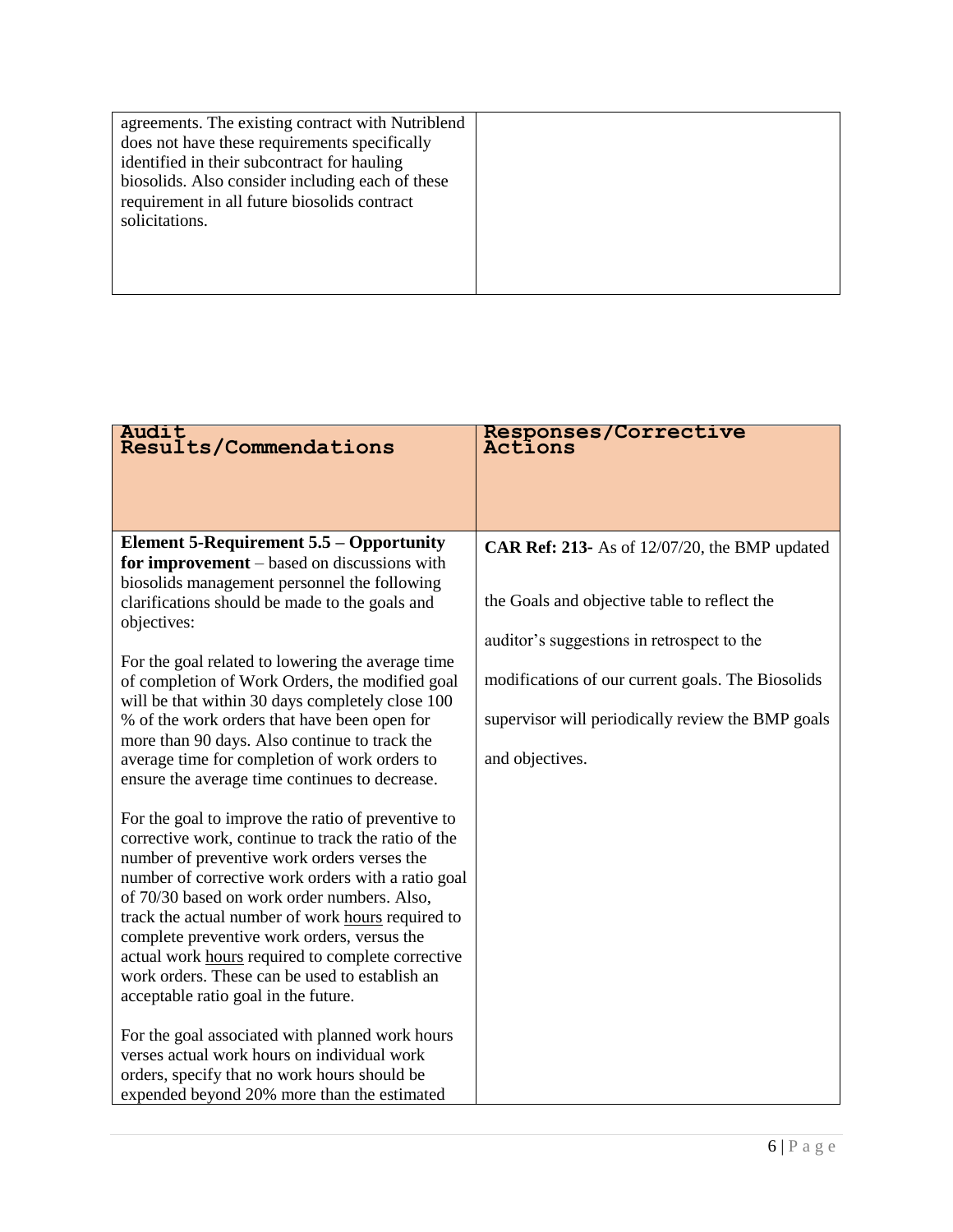| | |
|---|---|
| agreements. The existing contract with Nutriblend does not have these requirements specifically identified in their subcontract for hauling biosolids. Also consider including each of these requirement in all future biosolids contract solicitations. | |

| Audit Results/Commendations | Responses/Corrective Actions |
|---|---|
| **Element 5-Requirement 5.5 – Opportunity for improvement** – based on discussions with biosolids management personnel the following clarifications should be made to the goals and objectives:<br><br>For the goal related to lowering the average time of completion of Work Orders, the modified goal will be that within 30 days completely close 100 % of the work orders that have been open for more than 90 days. Also continue to track the average time for completion of work orders to ensure the average time continues to decrease.<br><br>For the goal to improve the ratio of preventive to corrective work, continue to track the ratio of the number of preventive work orders verses the number of corrective work orders with a ratio goal of 70/30 based on work order numbers. Also, track the actual number of work hours required to complete preventive work orders, versus the actual work hours required to complete corrective work orders. These can be used to establish an acceptable ratio goal in the future.<br><br>For the goal associated with planned work hours verses actual work hours on individual work orders, specify that no work hours should be expended beyond 20% more than the estimated | **CAR Ref: 213-** As of 12/07/20, the BMP updated the Goals and objective table to reflect the auditor's suggestions in retrospect to the modifications of our current goals. The Biosolids supervisor will periodically review the BMP goals and objectives. |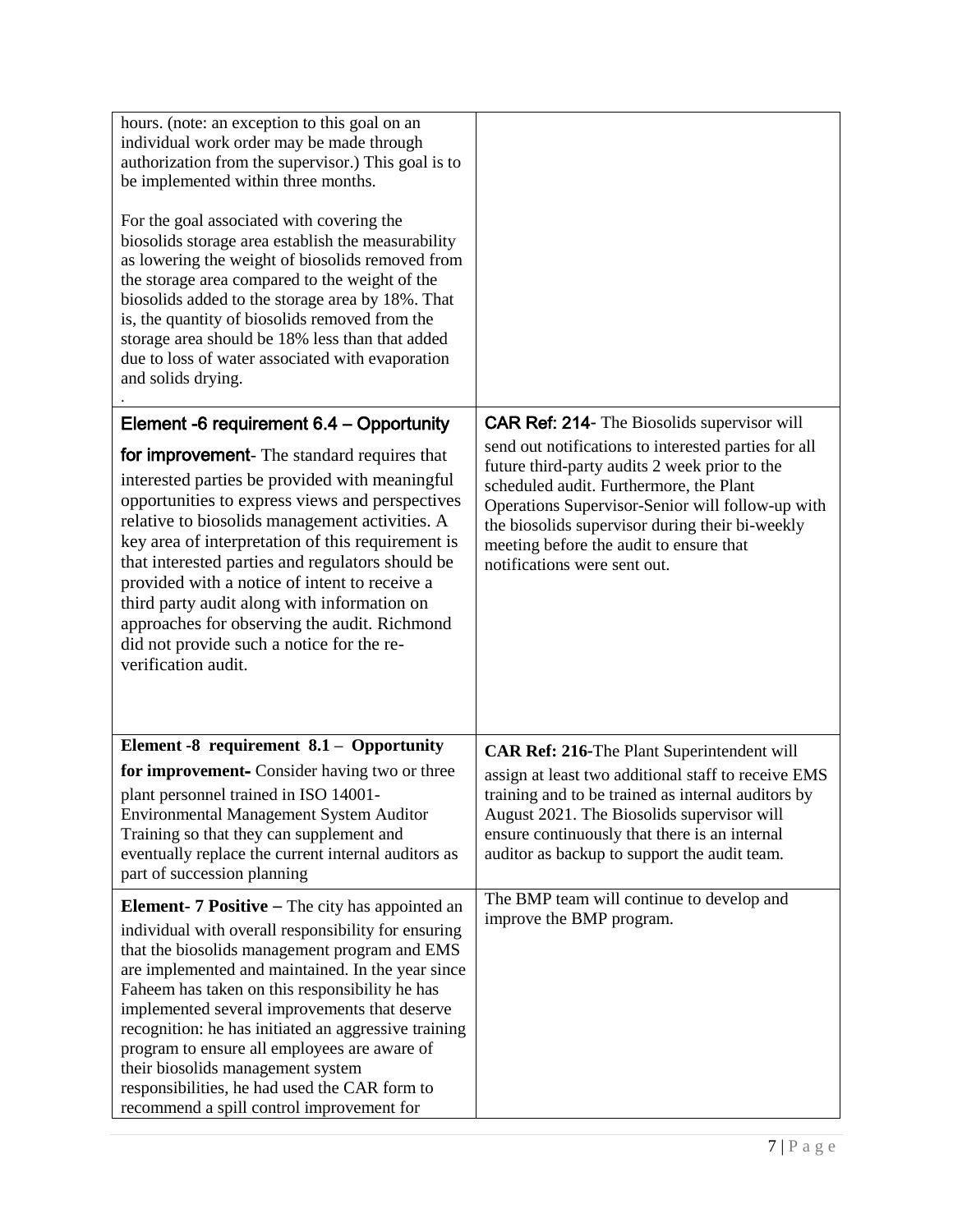| | |
|---|---|
| hours. (note: an exception to this goal on an individual work order may be made through authorization from the supervisor.) This goal is to be implemented within three months.<br><br>For the goal associated with covering the biosolids storage area establish the measurability as lowering the weight of biosolids removed from the storage area compared to the weight of the biosolids added to the storage area by 18%. That is, the quantity of biosolids removed from the storage area should be 18% less than that added due to loss of water associated with evaporation and solids drying.<br>. | |
| **Element -6 requirement 6.4 – Opportunity for improvement**- The standard requires that interested parties be provided with meaningful opportunities to express views and perspectives relative to biosolids management activities. A key area of interpretation of this requirement is that interested parties and regulators should be provided with a notice of intent to receive a third party audit along with information on approaches for observing the audit. Richmond did not provide such a notice for the re-verification audit. | **CAR Ref: 214**- The Biosolids supervisor will send out notifications to interested parties for all future third-party audits 2 week prior to the scheduled audit. Furthermore, the Plant Operations Supervisor-Senior will follow-up with the biosolids supervisor during their bi-weekly meeting before the audit to ensure that notifications were sent out. |
| **Element -8 requirement 8.1 – Opportunity for improvement-** Consider having two or three plant personnel trained in ISO 14001-Environmental Management System Auditor Training so that they can supplement and eventually replace the current internal auditors as part of succession planning | **CAR Ref: 216**-The Plant Superintendent will assign at least two additional staff to receive EMS training and to be trained as internal auditors by August 2021. The Biosolids supervisor will ensure continuously that there is an internal auditor as backup to support the audit team. |
| **Element- 7 Positive –** The city has appointed an individual with overall responsibility for ensuring that the biosolids management program and EMS are implemented and maintained. In the year since Faheem has taken on this responsibility he has implemented several improvements that deserve recognition: he has initiated an aggressive training program to ensure all employees are aware of their biosolids management system responsibilities, he had used the CAR form to recommend a spill control improvement for | The BMP team will continue to develop and improve the BMP program. |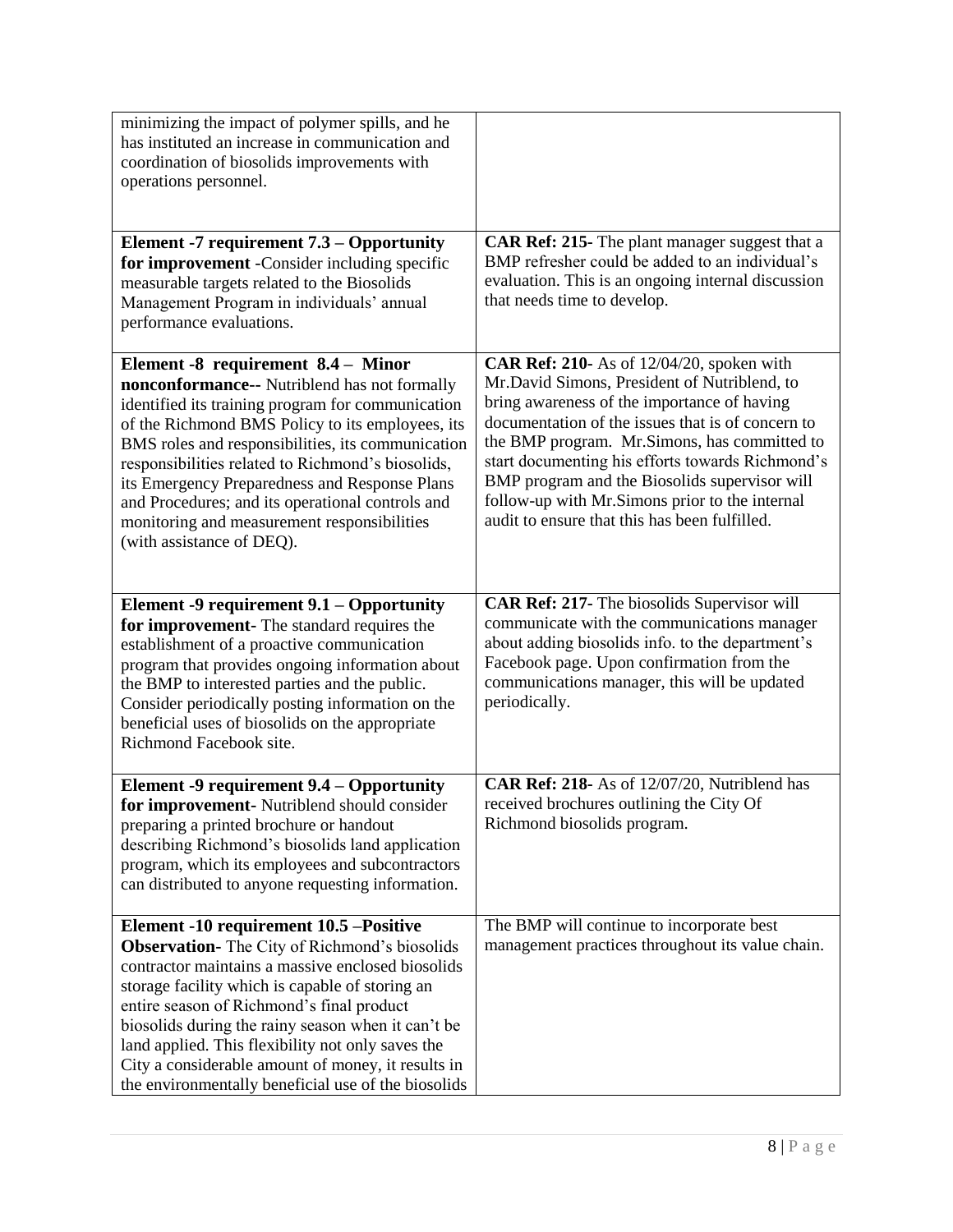| | |
|---|---|
| minimizing the impact of polymer spills, and he has instituted an increase in communication and coordination of biosolids improvements with operations personnel. | |
| **Element -7 requirement 7.3 – Opportunity for improvement** -Consider including specific measurable targets related to the Biosolids Management Program in individuals' annual performance evaluations. | **CAR Ref: 215-** The plant manager suggest that a BMP refresher could be added to an individual's evaluation. This is an ongoing internal discussion that needs time to develop. |
| **Element -8 requirement 8.4 – Minor nonconformance--** Nutriblend has not formally identified its training program for communication of the Richmond BMS Policy to its employees, its BMS roles and responsibilities, its communication responsibilities related to Richmond's biosolids, its Emergency Preparedness and Response Plans and Procedures; and its operational controls and monitoring and measurement responsibilities (with assistance of DEQ). | **CAR Ref: 210-** As of 12/04/20, spoken with Mr.David Simons, President of Nutriblend, to bring awareness of the importance of having documentation of the issues that is of concern to the BMP program. Mr.Simons, has committed to start documenting his efforts towards Richmond's BMP program and the Biosolids supervisor will follow-up with Mr.Simons prior to the internal audit to ensure that this has been fulfilled. |
| **Element -9 requirement 9.1 – Opportunity for improvement-** The standard requires the establishment of a proactive communication program that provides ongoing information about the BMP to interested parties and the public. Consider periodically posting information on the beneficial uses of biosolids on the appropriate Richmond Facebook site. | **CAR Ref: 217-** The biosolids Supervisor will communicate with the communications manager about adding biosolids info. to the department's Facebook page. Upon confirmation from the communications manager, this will be updated periodically. |
| **Element -9 requirement 9.4 – Opportunity for improvement-** Nutriblend should consider preparing a printed brochure or handout describing Richmond's biosolids land application program, which its employees and subcontractors can distributed to anyone requesting information. | **CAR Ref: 218-** As of 12/07/20, Nutriblend has received brochures outlining the City Of Richmond biosolids program. |
| **Element -10 requirement 10.5 –Positive Observation-** The City of Richmond's biosolids contractor maintains a massive enclosed biosolids storage facility which is capable of storing an entire season of Richmond's final product biosolids during the rainy season when it can't be land applied. This flexibility not only saves the City a considerable amount of money, it results in the environmentally beneficial use of the biosolids | The BMP will continue to incorporate best management practices throughout its value chain. |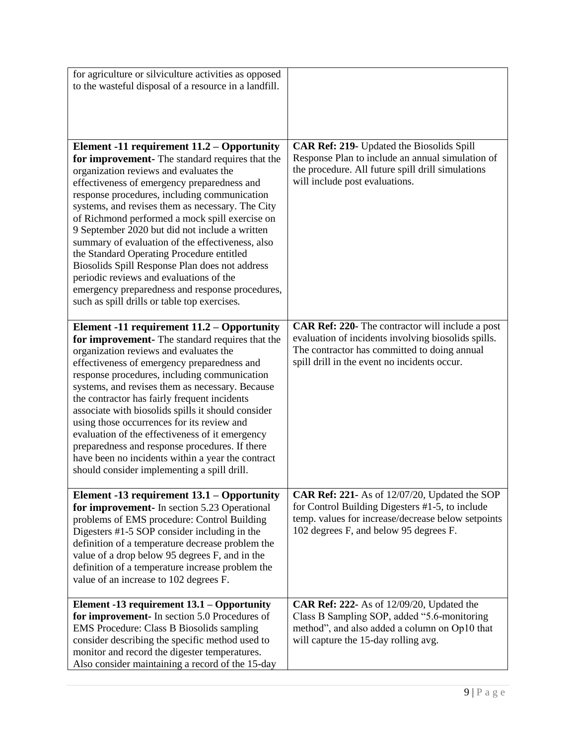| | |
|---|---|
| for agriculture or silviculture activities as opposed to the wasteful disposal of a resource in a landfill. | |
| **Element -11 requirement 11.2 – Opportunity for improvement-** The standard requires that the organization reviews and evaluates the effectiveness of emergency preparedness and response procedures, including communication systems, and revises them as necessary. The City of Richmond performed a mock spill exercise on 9 September 2020 but did not include a written summary of evaluation of the effectiveness, also the Standard Operating Procedure entitled Biosolids Spill Response Plan does not address periodic reviews and evaluations of the emergency preparedness and response procedures, such as spill drills or table top exercises. | **CAR Ref: 219-** Updated the Biosolids Spill Response Plan to include an annual simulation of the procedure. All future spill drill simulations will include post evaluations. |
| **Element -11 requirement 11.2 – Opportunity for improvement-** The standard requires that the organization reviews and evaluates the effectiveness of emergency preparedness and response procedures, including communication systems, and revises them as necessary. Because the contractor has fairly frequent incidents associate with biosolids spills it should consider using those occurrences for its review and evaluation of the effectiveness of it emergency preparedness and response procedures. If there have been no incidents within a year the contract should consider implementing a spill drill. | **CAR Ref: 220-** The contractor will include a post evaluation of incidents involving biosolids spills. The contractor has committed to doing annual spill drill in the event no incidents occur. |
| **Element -13 requirement 13.1 – Opportunity for improvement-** In section 5.23 Operational problems of EMS procedure: Control Building Digesters #1-5 SOP consider including in the definition of a temperature decrease problem the value of a drop below 95 degrees F, and in the definition of a temperature increase problem the value of an increase to 102 degrees F. | **CAR Ref: 221-** As of 12/07/20, Updated the SOP for Control Building Digesters #1-5, to include temp. values for increase/decrease below setpoints 102 degrees F, and below 95 degrees F. |
| **Element -13 requirement 13.1 – Opportunity for improvement-** In section 5.0 Procedures of EMS Procedure: Class B Biosolids sampling consider describing the specific method used to monitor and record the digester temperatures. Also consider maintaining a record of the 15-day | **CAR Ref: 222-** As of 12/09/20, Updated the Class B Sampling SOP, added "5.6-monitoring method", and also added a column on Op10 that will capture the 15-day rolling avg. |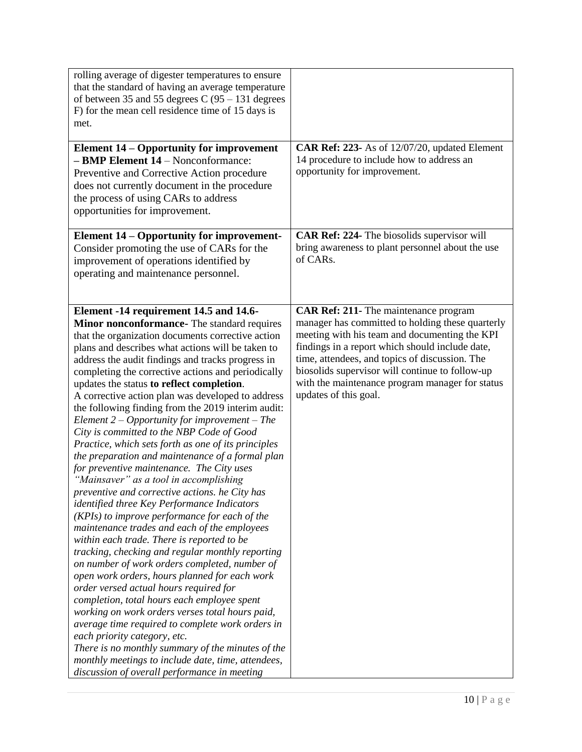| | |
|---|---|
| rolling average of digester temperatures to ensure that the standard of having an average temperature of between 35 and 55 degrees C (95 – 131 degrees F) for the mean cell residence time of 15 days is met. | |
| **Element 14 – Opportunity for improvement – BMP Element 14** – Nonconformance: Preventive and Corrective Action procedure does not currently document in the procedure the process of using CARs to address opportunities for improvement. | **CAR Ref: 223-** As of 12/07/20, updated Element 14 procedure to include how to address an opportunity for improvement. |
| **Element 14 – Opportunity for improvement-** Consider promoting the use of CARs for the improvement of operations identified by operating and maintenance personnel. | **CAR Ref: 224-** The biosolids supervisor will bring awareness to plant personnel about the use of CARs. |
| **Element -14 requirement 14.5 and 14.6- Minor nonconformance-** The standard requires that the organization documents corrective action plans and describes what actions will be taken to address the audit findings and tracks progress in completing the corrective actions and periodically updates the status **to reflect completion**.<br>A corrective action plan was developed to address the following finding from the 2019 interim audit: *Element 2 – Opportunity for improvement – The City is committed to the NBP Code of Good Practice, which sets forth as one of its principles the preparation and maintenance of a formal plan for preventive maintenance. The City uses "Mainsaver" as a tool in accomplishing preventive and corrective actions. he City has identified three Key Performance Indicators (KPIs) to improve performance for each of the maintenance trades and each of the employees within each trade. There is reported to be tracking, checking and regular monthly reporting on number of work orders completed, number of open work orders, hours planned for each work order versed actual hours required for completion, total hours each employee spent working on work orders verses total hours paid, average time required to complete work orders in each priority category, etc.*<br>*There is no monthly summary of the minutes of the monthly meetings to include date, time, attendees, discussion of overall performance in meeting* | **CAR Ref: 211-** The maintenance program manager has committed to holding these quarterly meeting with his team and documenting the KPI findings in a report which should include date, time, attendees, and topics of discussion. The biosolids supervisor will continue to follow-up with the maintenance program manager for status updates of this goal. |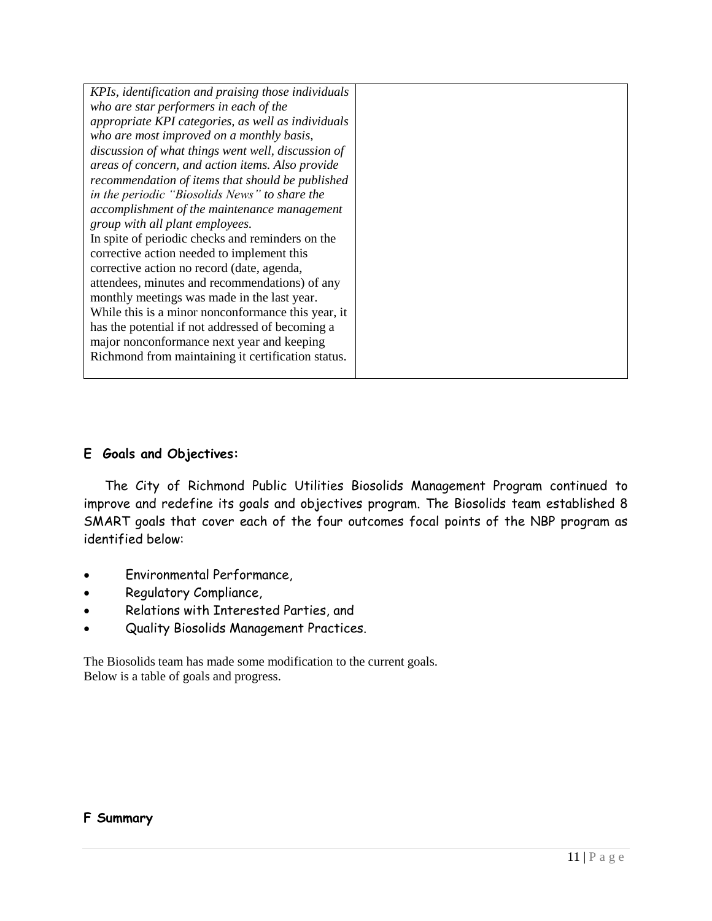| *KPIs, identification and praising those individuals who are star performers in each of the appropriate KPI categories, as well as individuals who are most improved on a monthly basis, discussion of what things went well, discussion of areas of concern, and action items. Also provide recommendation of items that should be published in the periodic "Biosolids News" to share the accomplishment of the maintenance management group with all plant employees.* In spite of periodic checks and reminders on the corrective action needed to implement this corrective action no record (date, agenda, attendees, minutes and recommendations) of any monthly meetings was made in the last year. While this is a minor nonconformance this year, it has the potential if not addressed of becoming a major nonconformance next year and keeping Richmond from maintaining it certification status. | |
|---|---|

## E Goals and Objectives:

The City of Richmond Public Utilities Biosolids Management Program continued to improve and redefine its goals and objectives program. The Biosolids team established 8 SMART goals that cover each of the four outcomes focal points of the NBP program as identified below:

- Environmental Performance,
- Regulatory Compliance,
- Relations with Interested Parties, and
- Quality Biosolids Management Practices.

The Biosolids team has made some modification to the current goals.
Below is a table of goals and progress.

## F Summary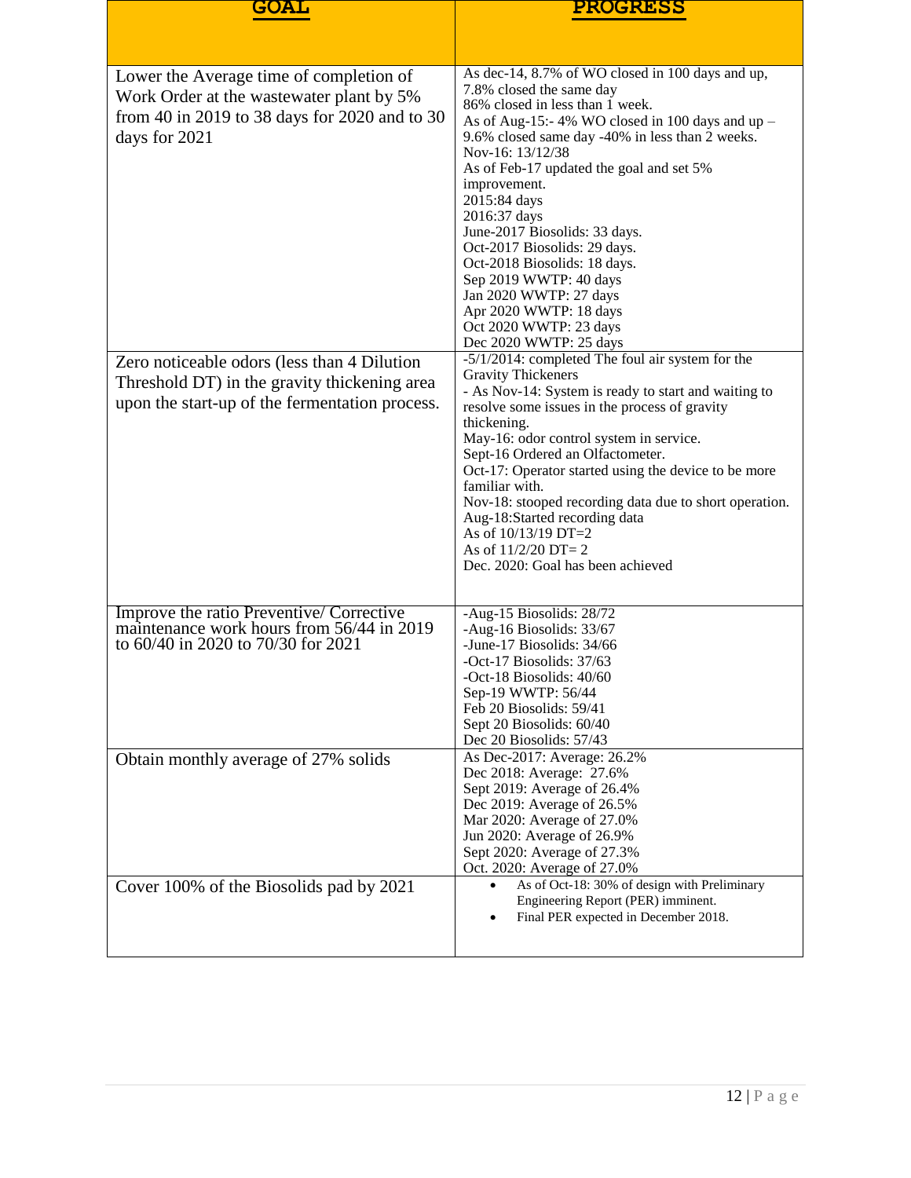| GOAL | PROGRESS |
|---|---|
| Lower the Average time of completion of Work Order at the wastewater plant by 5% from 40 in 2019 to 38 days for 2020 and to 30 days for 2021 | As dec-14, 8.7% of WO closed in 100 days and up, 7.8% closed the same day<br>86% closed in less than 1 week.<br>As of Aug-15:- 4% WO closed in 100 days and up – 9.6% closed same day -40% in less than 2 weeks.<br>Nov-16: 13/12/38<br>As of Feb-17 updated the goal and set 5% improvement.<br>2015:84 days<br>2016:37 days<br>June-2017 Biosolids: 33 days.<br>Oct-2017 Biosolids: 29 days.<br>Oct-2018 Biosolids: 18 days.<br>Sep 2019 WWTP: 40 days<br>Jan 2020 WWTP: 27 days<br>Apr 2020 WWTP: 18 days<br>Oct 2020 WWTP: 23 days<br>Dec 2020 WWTP: 25 days |
| Zero noticeable odors (less than 4 Dilution Threshold DT) in the gravity thickening area upon the start-up of the fermentation process. | -5/1/2014: completed The foul air system for the Gravity Thickeners<br>- As Nov-14: System is ready to start and waiting to resolve some issues in the process of gravity thickening.<br>May-16: odor control system in service.<br>Sept-16 Ordered an Olfactometer.<br>Oct-17: Operator started using the device to be more familiar with.<br>Nov-18: stooped recording data due to short operation.<br>Aug-18:Started recording data<br>As of 10/13/19 DT=2<br>As of 11/2/20 DT= 2<br>Dec. 2020: Goal has been achieved |
| Improve the ratio Preventive/ Corrective maintenance work hours from 56/44 in 2019 to 60/40 in 2020 to 70/30 for 2021 | -Aug-15 Biosolids: 28/72<br>-Aug-16 Biosolids: 33/67<br>-June-17 Biosolids: 34/66<br>-Oct-17 Biosolids: 37/63<br>-Oct-18 Biosolids: 40/60<br>Sep-19 WWTP: 56/44<br>Feb 20 Biosolids: 59/41<br>Sept 20 Biosolids: 60/40<br>Dec 20 Biosolids: 57/43 |
| Obtain monthly average of 27% solids | As Dec-2017: Average: 26.2%<br>Dec 2018: Average: 27.6%<br>Sept 2019: Average of 26.4%<br>Dec 2019: Average of 26.5%<br>Mar 2020: Average of 27.0%<br>Jun 2020: Average of 26.9%<br>Sept 2020: Average of 27.3%<br>Oct. 2020: Average of 27.0% |
| Cover 100% of the Biosolids pad by 2021 | • As of Oct-18: 30% of design with Preliminary Engineering Report (PER) imminent.<br>• Final PER expected in December 2018. |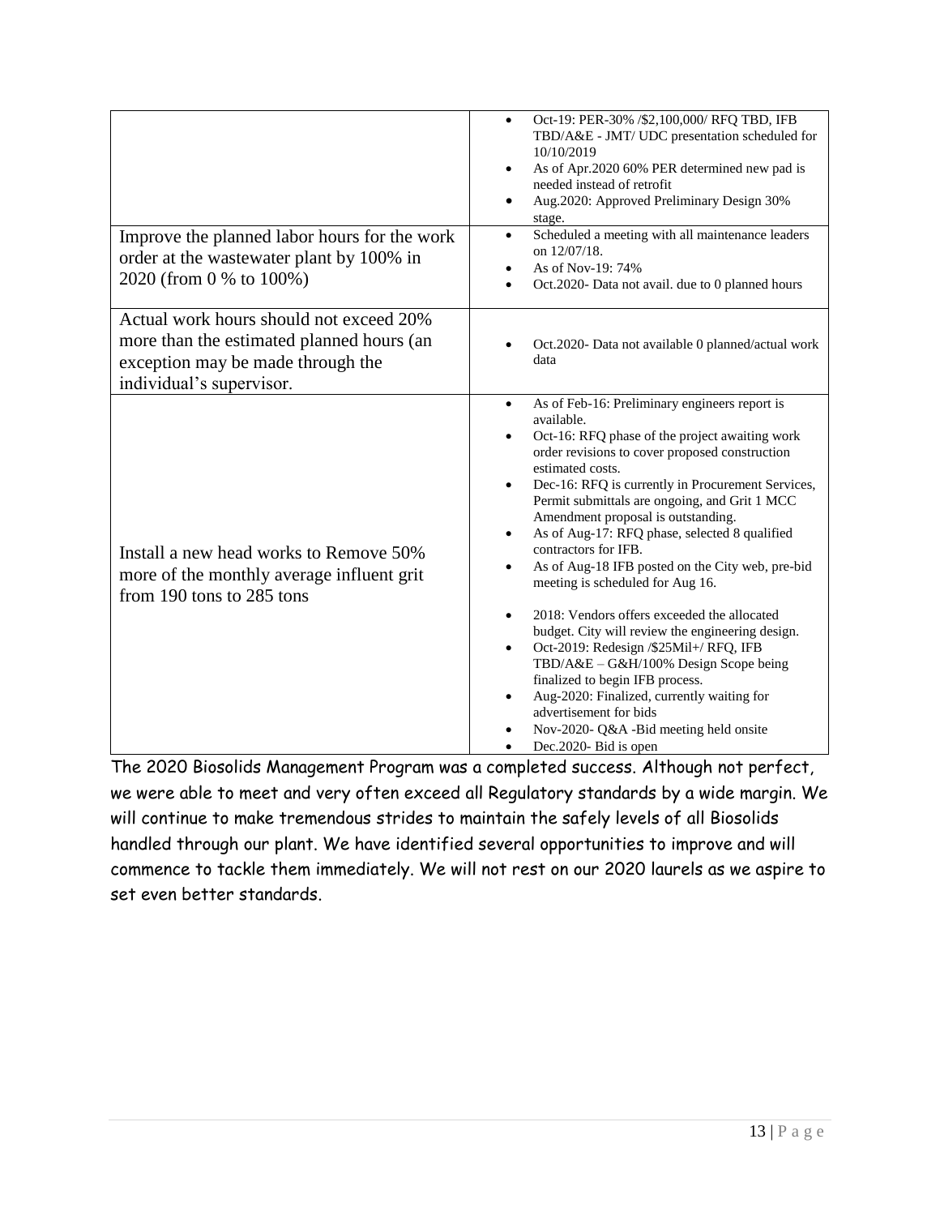| | |
|---|---|
| | • Oct-19: PER-30% /$2,100,000/ RFQ TBD, IFB TBD/A&E - JMT/ UDC presentation scheduled for 10/10/2019<br>• As of Apr.2020 60% PER determined new pad is needed instead of retrofit<br>• Aug.2020: Approved Preliminary Design 30% stage. |
| Improve the planned labor hours for the work order at the wastewater plant by 100% in 2020 (from 0 % to 100%) | • Scheduled a meeting with all maintenance leaders on 12/07/18.<br>• As of Nov-19: 74%<br>• Oct.2020- Data not avail. due to 0 planned hours |
| Actual work hours should not exceed 20% more than the estimated planned hours (an exception may be made through the individual's supervisor. | • Oct.2020- Data not available 0 planned/actual work data |
| Install a new head works to Remove 50% more of the monthly average influent grit from 190 tons to 285 tons | • As of Feb-16: Preliminary engineers report is available.<br>• Oct-16: RFQ phase of the project awaiting work order revisions to cover proposed construction estimated costs.<br>• Dec-16: RFQ is currently in Procurement Services, Permit submittals are ongoing, and Grit 1 MCC Amendment proposal is outstanding.<br>• As of Aug-17: RFQ phase, selected 8 qualified contractors for IFB.<br>• As of Aug-18 IFB posted on the City web, pre-bid meeting is scheduled for Aug 16.<br>• 2018: Vendors offers exceeded the allocated budget. City will review the engineering design.<br>• Oct-2019: Redesign /$25Mil+/ RFQ, IFB TBD/A&E – G&H/100% Design Scope being finalized to begin IFB process.<br>• Aug-2020: Finalized, currently waiting for advertisement for bids<br>• Nov-2020- Q&A -Bid meeting held onsite<br>• Dec.2020- Bid is open |

The 2020 Biosolids Management Program was a completed success. Although not perfect, we were able to meet and very often exceed all Regulatory standards by a wide margin. We will continue to make tremendous strides to maintain the safely levels of all Biosolids handled through our plant. We have identified several opportunities to improve and will commence to tackle them immediately. We will not rest on our 2020 laurels as we aspire to set even better standards.